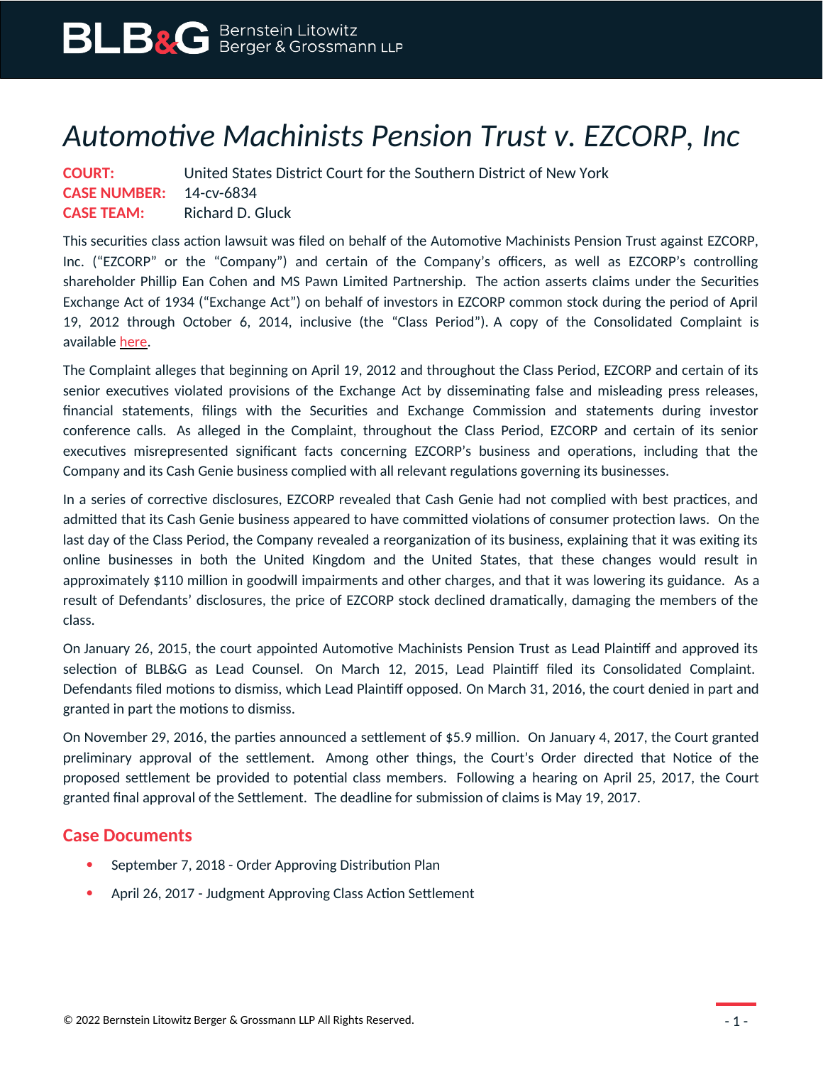# *Automotive Machinists Pension Trust v. EZCORP, Inc*

**COURT:** United States District Court for the Southern District of New York
**CASE NUMBER:** 14-cv-6834
**CASE TEAM:** Richard D. Gluck

This securities class action lawsuit was filed on behalf of the Automotive Machinists Pension Trust against EZCORP, Inc. ("EZCORP" or the "Company") and certain of the Company's officers, as well as EZCORP's controlling shareholder Phillip Ean Cohen and MS Pawn Limited Partnership. The action asserts claims under the Securities Exchange Act of 1934 ("Exchange Act") on behalf of investors in EZCORP common stock during the period of April 19, 2012 through October 6, 2014, inclusive (the "Class Period"). A copy of the Consolidated Complaint is available here.

The Complaint alleges that beginning on April 19, 2012 and throughout the Class Period, EZCORP and certain of its senior executives violated provisions of the Exchange Act by disseminating false and misleading press releases, financial statements, filings with the Securities and Exchange Commission and statements during investor conference calls. As alleged in the Complaint, throughout the Class Period, EZCORP and certain of its senior executives misrepresented significant facts concerning EZCORP's business and operations, including that the Company and its Cash Genie business complied with all relevant regulations governing its businesses.

In a series of corrective disclosures, EZCORP revealed that Cash Genie had not complied with best practices, and admitted that its Cash Genie business appeared to have committed violations of consumer protection laws. On the last day of the Class Period, the Company revealed a reorganization of its business, explaining that it was exiting its online businesses in both the United Kingdom and the United States, that these changes would result in approximately $110 million in goodwill impairments and other charges, and that it was lowering its guidance. As a result of Defendants' disclosures, the price of EZCORP stock declined dramatically, damaging the members of the class.

On January 26, 2015, the court appointed Automotive Machinists Pension Trust as Lead Plaintiff and approved its selection of BLB&G as Lead Counsel. On March 12, 2015, Lead Plaintiff filed its Consolidated Complaint. Defendants filed motions to dismiss, which Lead Plaintiff opposed. On March 31, 2016, the court denied in part and granted in part the motions to dismiss.

On November 29, 2016, the parties announced a settlement of $5.9 million. On January 4, 2017, the Court granted preliminary approval of the settlement. Among other things, the Court's Order directed that Notice of the proposed settlement be provided to potential class members. Following a hearing on April 25, 2017, the Court granted final approval of the Settlement. The deadline for submission of claims is May 19, 2017.

## Case Documents

- September 7, 2018 - Order Approving Distribution Plan
- April 26, 2017 - Judgment Approving Class Action Settlement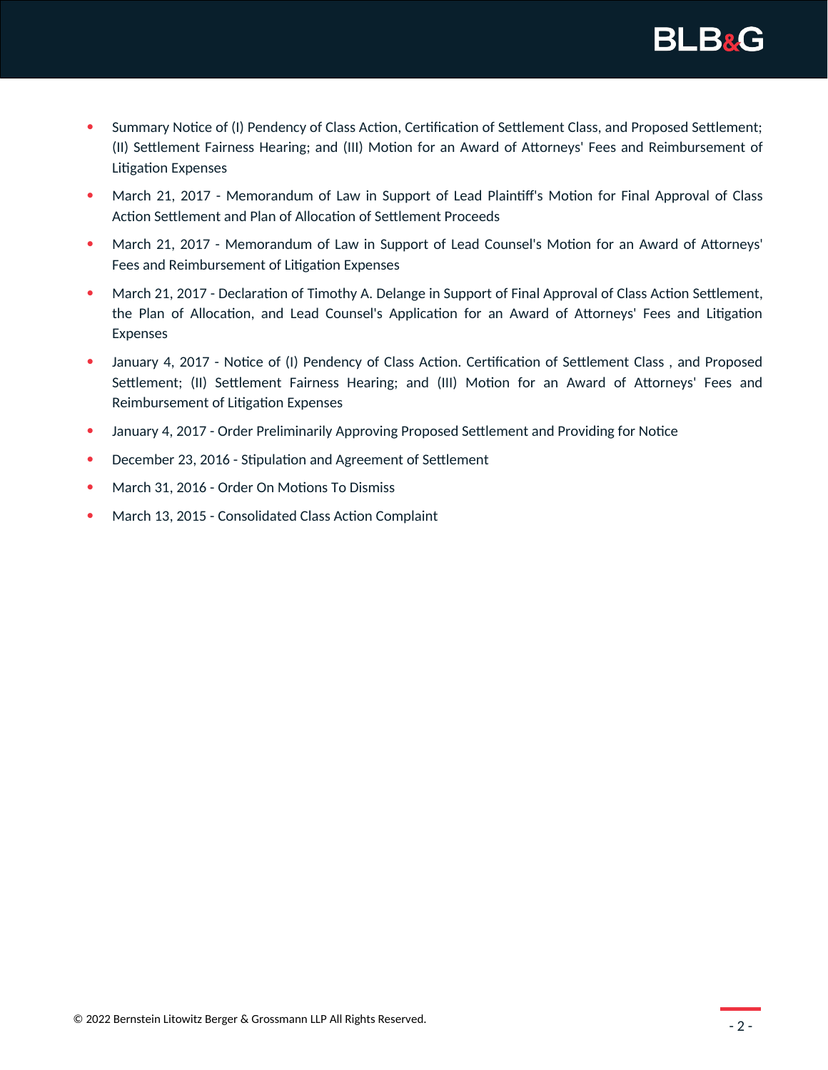- Summary Notice of (I) Pendency of Class Action, Certification of Settlement Class, and Proposed Settlement; (II) Settlement Fairness Hearing; and (III) Motion for an Award of Attorneys' Fees and Reimbursement of Litigation Expenses
- March 21, 2017 - Memorandum of Law in Support of Lead Plaintiff's Motion for Final Approval of Class Action Settlement and Plan of Allocation of Settlement Proceeds
- March 21, 2017 - Memorandum of Law in Support of Lead Counsel's Motion for an Award of Attorneys' Fees and Reimbursement of Litigation Expenses
- March 21, 2017 - Declaration of Timothy A. Delange in Support of Final Approval of Class Action Settlement, the Plan of Allocation, and Lead Counsel's Application for an Award of Attorneys' Fees and Litigation Expenses
- January 4, 2017 - Notice of (I) Pendency of Class Action. Certification of Settlement Class , and Proposed Settlement; (II) Settlement Fairness Hearing; and (III) Motion for an Award of Attorneys' Fees and Reimbursement of Litigation Expenses
- January 4, 2017 - Order Preliminarily Approving Proposed Settlement and Providing for Notice
- December 23, 2016 - Stipulation and Agreement of Settlement
- March 31, 2016 - Order On Motions To Dismiss
- March 13, 2015 - Consolidated Class Action Complaint